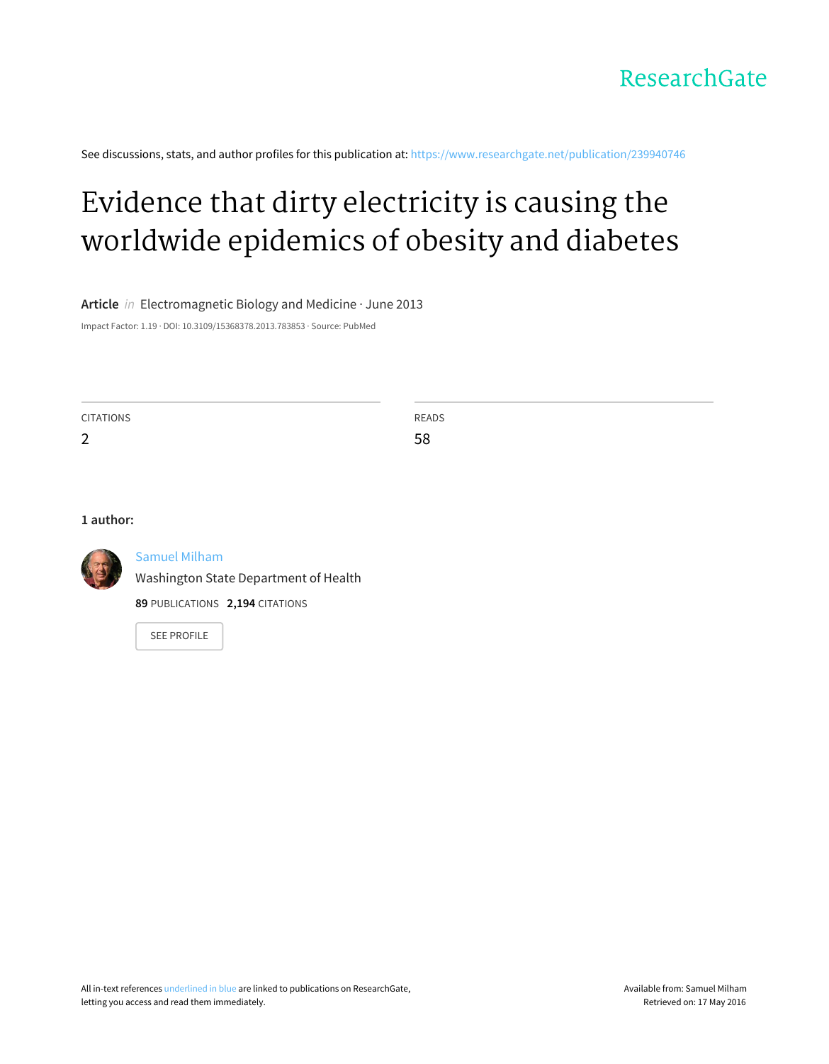ResearchGate

See discussions, stats, and author profiles for this publication at: https://www.researchgate.net/publication/239940746

# Evidence that dirty electricity is causing the worldwide epidemics of obesity and diabetes

**Article** *in* Electromagnetic Biology and Medicine · June 2013

Impact Factor: 1.19 · DOI: 10.3109/15368378.2013.783853 · Source: PubMed

| CITATIONS | READS |
| --- | --- |
| 2 | 58 |

**1 author:**

Samuel Milham
Washington State Department of Health
**89** PUBLICATIONS **2,194** CITATIONS

SEE PROFILE

All in-text references underlined in blue are linked to publications on ResearchGate, letting you access and read them immediately.

Available from: Samuel Milham
Retrieved on: 17 May 2016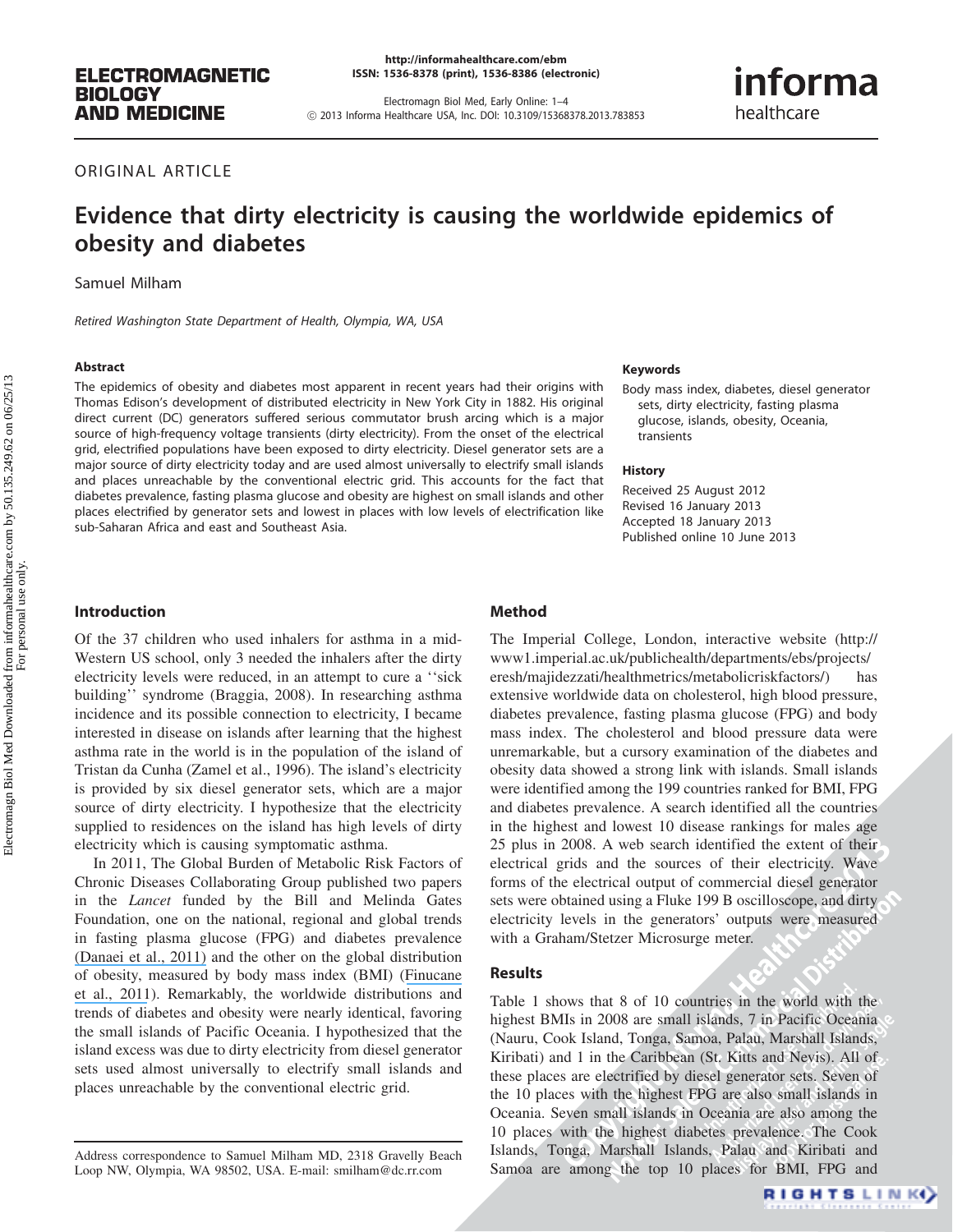ORIGINAL ARTICLE

# Evidence that dirty electricity is causing the worldwide epidemics of obesity and diabetes

Samuel Milham

*Retired Washington State Department of Health, Olympia, WA, USA*

### Abstract

The epidemics of obesity and diabetes most apparent in recent years had their origins with Thomas Edison's development of distributed electricity in New York City in 1882. His original direct current (DC) generators suffered serious commutator brush arcing which is a major source of high-frequency voltage transients (dirty electricity). From the onset of the electrical grid, electrified populations have been exposed to dirty electricity. Diesel generator sets are a major source of dirty electricity today and are used almost universally to electrify small islands and places unreachable by the conventional electric grid. This accounts for the fact that diabetes prevalence, fasting plasma glucose and obesity are highest on small islands and other places electrified by generator sets and lowest in places with low levels of electrification like sub-Saharan Africa and east and Southeast Asia.

### Keywords

Body mass index, diabetes, diesel generator sets, dirty electricity, fasting plasma glucose, islands, obesity, Oceania, transients

### History

Received 25 August 2012
Revised 16 January 2013
Accepted 18 January 2013
Published online 10 June 2013

## Introduction

Of the 37 children who used inhalers for asthma in a mid-Western US school, only 3 needed the inhalers after the dirty electricity levels were reduced, in an attempt to cure a ''sick building'' syndrome (Braggia, 2008). In researching asthma incidence and its possible connection to electricity, I became interested in disease on islands after learning that the highest asthma rate in the world is in the population of the island of Tristan da Cunha (Zamel et al., 1996). The island's electricity is provided by six diesel generator sets, which are a major source of dirty electricity. I hypothesize that the electricity supplied to residences on the island has high levels of dirty electricity which is causing symptomatic asthma.

In 2011, The Global Burden of Metabolic Risk Factors of Chronic Diseases Collaborating Group published two papers in the *Lancet* funded by the Bill and Melinda Gates Foundation, one on the national, regional and global trends in fasting plasma glucose (FPG) and diabetes prevalence (Danaei et al., 2011) and the other on the global distribution of obesity, measured by body mass index (BMI) (Finucane et al., 2011). Remarkably, the worldwide distributions and trends of diabetes and obesity were nearly identical, favoring the small islands of Pacific Oceania. I hypothesized that the island excess was due to dirty electricity from diesel generator sets used almost universally to electrify small islands and places unreachable by the conventional electric grid.

## Method

The Imperial College, London, interactive website (http://www1.imperial.ac.uk/publichealth/departments/ebs/projects/eresh/majidezzati/healthmetrics/metabolicriskfactors/) has extensive worldwide data on cholesterol, high blood pressure, diabetes prevalence, fasting plasma glucose (FPG) and body mass index. The cholesterol and blood pressure data were unremarkable, but a cursory examination of the diabetes and obesity data showed a strong link with islands. Small islands were identified among the 199 countries ranked for BMI, FPG and diabetes prevalence. A search identified all the countries in the highest and lowest 10 disease rankings for males age 25 plus in 2008. A web search identified the extent of their electrical grids and the sources of their electricity. Wave forms of the electrical output of commercial diesel generator sets were obtained using a Fluke 199 B oscilloscope, and dirty electricity levels in the generators' outputs were measured with a Graham/Stetzer Microsurge meter.

## Results

Table 1 shows that 8 of 10 countries in the world with the highest BMIs in 2008 are small islands, 7 in Pacific Oceania (Nauru, Cook Island, Tonga, Samoa, Palau, Marshall Islands, Kiribati) and 1 in the Caribbean (St. Kitts and Nevis). All of these places are electrified by diesel generator sets. Seven of the 10 places with the highest FPG are also small islands in Oceania. Seven small islands in Oceania are also among the 10 places with the highest diabetes prevalence. The Cook Islands, Tonga, Marshall Islands, Palau and Kiribati and Samoa are among the top 10 places for BMI, FPG and

Address correspondence to Samuel Milham MD, 2318 Gravelly Beach Loop NW, Olympia, WA 98502, USA. E-mail: smilham@dc.rr.com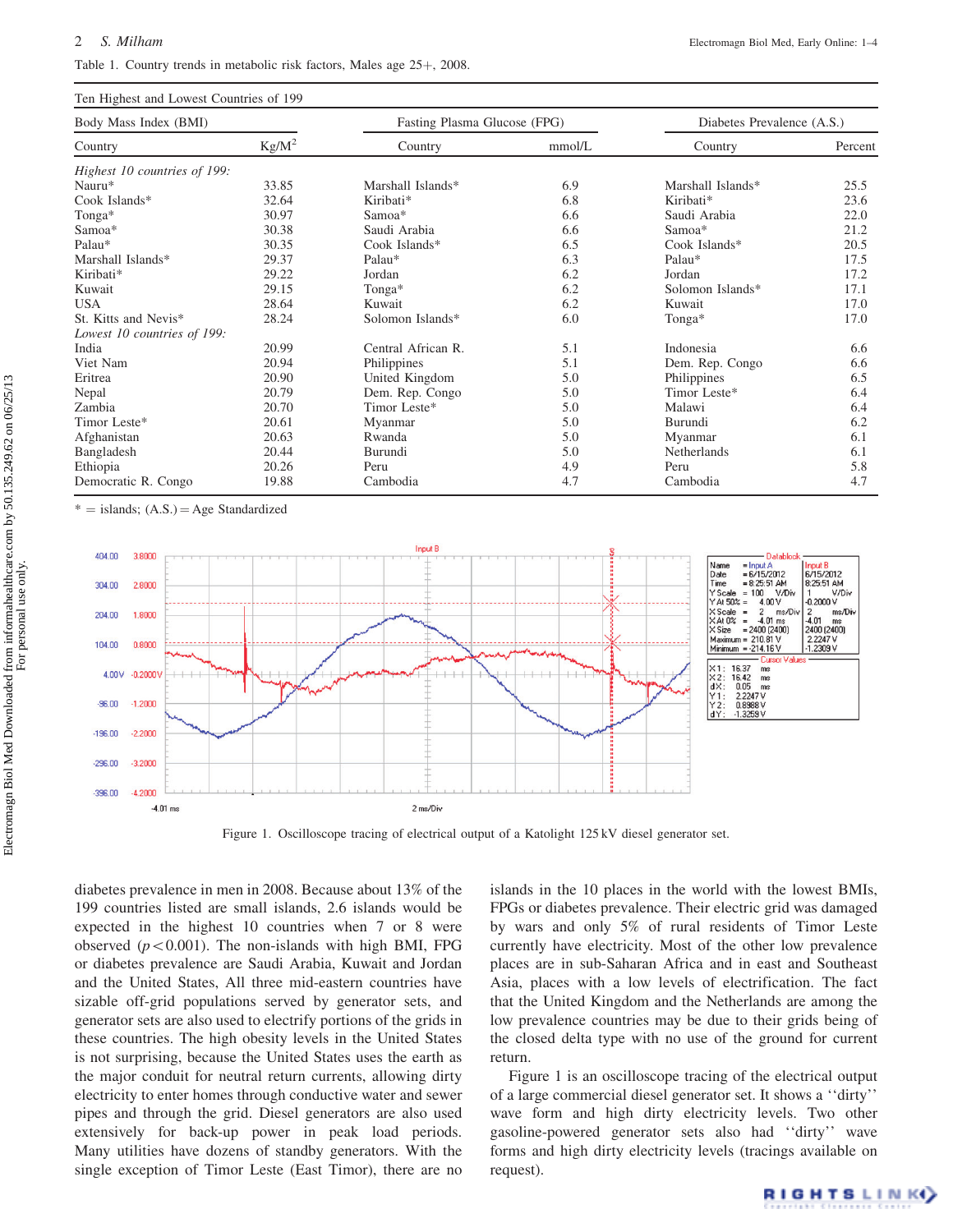Table 1. Country trends in metabolic risk factors, Males age 25+, 2008.

| Ten Highest and Lowest Countries of 199 | | | | | |
|---|---|---|---|---|---|
| Body Mass Index (BMI) | | Fasting Plasma Glucose (FPG) | | Diabetes Prevalence (A.S.) | |
| Country | Kg/M$^2$ | Country | mmol/L | Country | Percent |
| *Highest 10 countries of 199:* | | | | | |
| Nauru* | 33.85 | Marshall Islands* | 6.9 | Marshall Islands* | 25.5 |
| Cook Islands* | 32.64 | Kiribati* | 6.8 | Kiribati* | 23.6 |
| Tonga* | 30.97 | Samoa* | 6.6 | Saudi Arabia | 22.0 |
| Samoa* | 30.38 | Saudi Arabia | 6.6 | Samoa* | 21.2 |
| Palau* | 30.35 | Cook Islands* | 6.5 | Cook Islands* | 20.5 |
| Marshall Islands* | 29.37 | Palau* | 6.3 | Palau* | 17.5 |
| Kiribati* | 29.22 | Jordan | 6.2 | Jordan | 17.2 |
| Kuwait | 29.15 | Tonga* | 6.2 | Solomon Islands* | 17.1 |
| USA | 28.64 | Kuwait | 6.2 | Kuwait | 17.0 |
| St. Kitts and Nevis* | 28.24 | Solomon Islands* | 6.0 | Tonga* | 17.0 |
| *Lowest 10 countries of 199:* | | | | | |
| India | 20.99 | Central African R. | 5.1 | Indonesia | 6.6 |
| Viet Nam | 20.94 | Philippines | 5.1 | Dem. Rep. Congo | 6.6 |
| Eritrea | 20.90 | United Kingdom | 5.0 | Philippines | 6.5 |
| Nepal | 20.79 | Dem. Rep. Congo | 5.0 | Timor Leste* | 6.4 |
| Zambia | 20.70 | Timor Leste* | 5.0 | Malawi | 6.4 |
| Timor Leste* | 20.61 | Myanmar | 5.0 | Burundi | 6.2 |
| Afghanistan | 20.63 | Rwanda | 5.0 | Myanmar | 6.1 |
| Bangladesh | 20.44 | Burundi | 5.0 | Netherlands | 6.1 |
| Ethiopia | 20.26 | Peru | 4.9 | Peru | 5.8 |
| Democratic R. Congo | 19.88 | Cambodia | 4.7 | Cambodia | 4.7 |

* = islands; (A.S.) = Age Standardized

Figure 1. Oscilloscope tracing of electrical output of a Katolight 125 kV diesel generator set.

diabetes prevalence in men in 2008. Because about 13% of the 199 countries listed are small islands, 2.6 islands would be expected in the highest 10 countries when 7 or 8 were observed ($p < 0.001$). The non-islands with high BMI, FPG or diabetes prevalence are Saudi Arabia, Kuwait and Jordan and the United States, All three mid-eastern countries have sizable off-grid populations served by generator sets, and generator sets are also used to electrify portions of the grids in these countries. The high obesity levels in the United States is not surprising, because the United States uses the earth as the major conduit for neutral return currents, allowing dirty electricity to enter homes through conductive water and sewer pipes and through the grid. Diesel generators are also used extensively for back-up power in peak load periods. Many utilities have dozens of standby generators. With the single exception of Timor Leste (East Timor), there are no islands in the 10 places in the world with the lowest BMIs, FPGs or diabetes prevalence. Their electric grid was damaged by wars and only 5% of rural residents of Timor Leste currently have electricity. Most of the other low prevalence places are in sub-Saharan Africa and in east and Southeast Asia, places with a low levels of electrification. The fact that the United Kingdom and the Netherlands are among the low prevalence countries may be due to their grids being of the closed delta type with no use of the ground for current return.

Figure 1 is an oscilloscope tracing of the electrical output of a large commercial diesel generator set. It shows a ''dirty'' wave form and high dirty electricity levels. Two other gasoline-powered generator sets also had ''dirty'' wave forms and high dirty electricity levels (tracings available on request).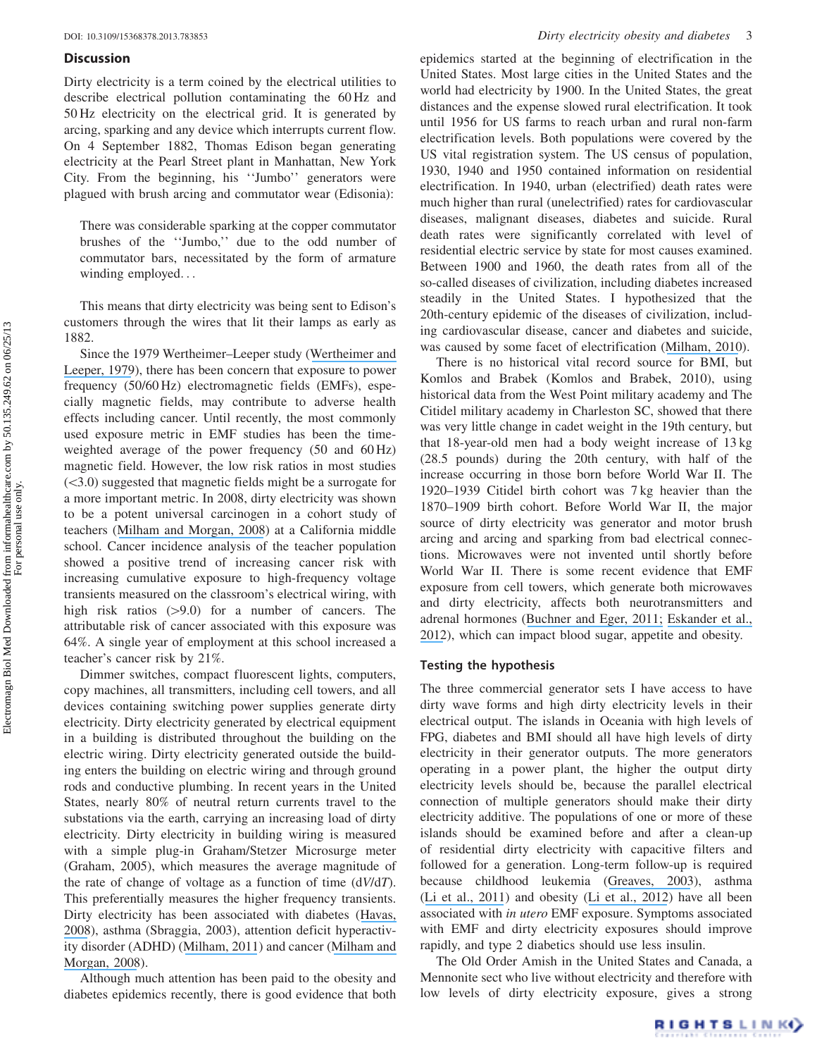## Discussion

Dirty electricity is a term coined by the electrical utilities to describe electrical pollution contaminating the 60 Hz and 50 Hz electricity on the electrical grid. It is generated by arcing, sparking and any device which interrupts current flow. On 4 September 1882, Thomas Edison began generating electricity at the Pearl Street plant in Manhattan, New York City. From the beginning, his ''Jumbo,'' generators were plagued with brush arcing and commutator wear (Edisonia):

> There was considerable sparking at the copper commutator brushes of the ''Jumbo,'' due to the odd number of commutator bars, necessitated by the form of armature winding employed. . .

This means that dirty electricity was being sent to Edison's customers through the wires that lit their lamps as early as 1882.

Since the 1979 Wertheimer–Leeper study (Wertheimer and Leeper, 1979), there has been concern that exposure to power frequency (50/60 Hz) electromagnetic fields (EMFs), especially magnetic fields, may contribute to adverse health effects including cancer. Until recently, the most commonly used exposure metric in EMF studies has been the time-weighted average of the power frequency (50 and 60 Hz) magnetic field. However, the low risk ratios in most studies (<3.0) suggested that magnetic fields might be a surrogate for a more important metric. In 2008, dirty electricity was shown to be a potent universal carcinogen in a cohort study of teachers (Milham and Morgan, 2008) at a California middle school. Cancer incidence analysis of the teacher population showed a positive trend of increasing cancer risk with increasing cumulative exposure to high-frequency voltage transients measured on the classroom's electrical wiring, with high risk ratios (>9.0) for a number of cancers. The attributable risk of cancer associated with this exposure was 64%. A single year of employment at this school increased a teacher's cancer risk by 21%.

Dimmer switches, compact fluorescent lights, computers, copy machines, all transmitters, including cell towers, and all devices containing switching power supplies generate dirty electricity. Dirty electricity generated by electrical equipment in a building is distributed throughout the building on the electric wiring. Dirty electricity generated outside the building enters the building on electric wiring and through ground rods and conductive plumbing. In recent years in the United States, nearly 80% of neutral return currents travel to the substations via the earth, carrying an increasing load of dirty electricity. Dirty electricity in building wiring is measured with a simple plug-in Graham/Stetzer Microsurge meter (Graham, 2005), which measures the average magnitude of the rate of change of voltage as a function of time ($dV/dT$). This preferentially measures the higher frequency transients. Dirty electricity has been associated with diabetes (Havas, 2008), asthma (Sbraggia, 2003), attention deficit hyperactivity disorder (ADHD) (Milham, 2011) and cancer (Milham and Morgan, 2008).

Although much attention has been paid to the obesity and diabetes epidemics recently, there is good evidence that both epidemics started at the beginning of electrification in the United States. Most large cities in the United States and the world had electricity by 1900. In the United States, the great distances and the expense slowed rural electrification. It took until 1956 for US farms to reach urban and rural non-farm electrification levels. Both populations were covered by the US vital registration system. The US census of population, 1930, 1940 and 1950 contained information on residential electrification. In 1940, urban (electrified) death rates were much higher than rural (unelectrified) rates for cardiovascular diseases, malignant diseases, diabetes and suicide. Rural death rates were significantly correlated with level of residential electric service by state for most causes examined. Between 1900 and 1960, the death rates from all of the so-called diseases of civilization, including diabetes increased steadily in the United States. I hypothesized that the 20th-century epidemic of the diseases of civilization, including cardiovascular disease, cancer and diabetes and suicide, was caused by some facet of electrification (Milham, 2010).

There is no historical vital record source for BMI, but Komlos and Brabek (Komlos and Brabek, 2010), using historical data from the West Point military academy and The Citidel military academy in Charleston SC, showed that there was very little change in cadet weight in the 19th century, but that 18-year-old men had a body weight increase of 13 kg (28.5 pounds) during the 20th century, with half of the increase occurring in those born before World War II. The 1920–1939 Citidel birth cohort was 7 kg heavier than the 1870–1909 birth cohort. Before World War II, the major source of dirty electricity was generator and motor brush arcing and arcing and sparking from bad electrical connections. Microwaves were not invented until shortly before World War II. There is some recent evidence that EMF exposure from cell towers, which generate both microwaves and dirty electricity, affects both neurotransmitters and adrenal hormones (Buchner and Eger, 2011; Eskander et al., 2012), which can impact blood sugar, appetite and obesity.

## Testing the hypothesis

The three commercial generator sets I have access to have dirty wave forms and high dirty electricity levels in their electrical output. The islands in Oceania with high levels of FPG, diabetes and BMI should all have high levels of dirty electricity in their generator outputs. The more generators operating in a power plant, the higher the output dirty electricity levels should be, because the parallel electrical connection of multiple generators should make their dirty electricity additive. The populations of one or more of these islands should be examined before and after a clean-up of residential dirty electricity with capacitive filters and followed for a generation. Long-term follow-up is required because childhood leukemia (Greaves, 2003), asthma (Li et al., 2011) and obesity (Li et al., 2012) have all been associated with *in utero* EMF exposure. Symptoms associated with EMF and dirty electricity exposures should improve rapidly, and type 2 diabetics should use less insulin.

The Old Order Amish in the United States and Canada, a Mennonite sect who live without electricity and therefore with low levels of dirty electricity exposure, gives a strong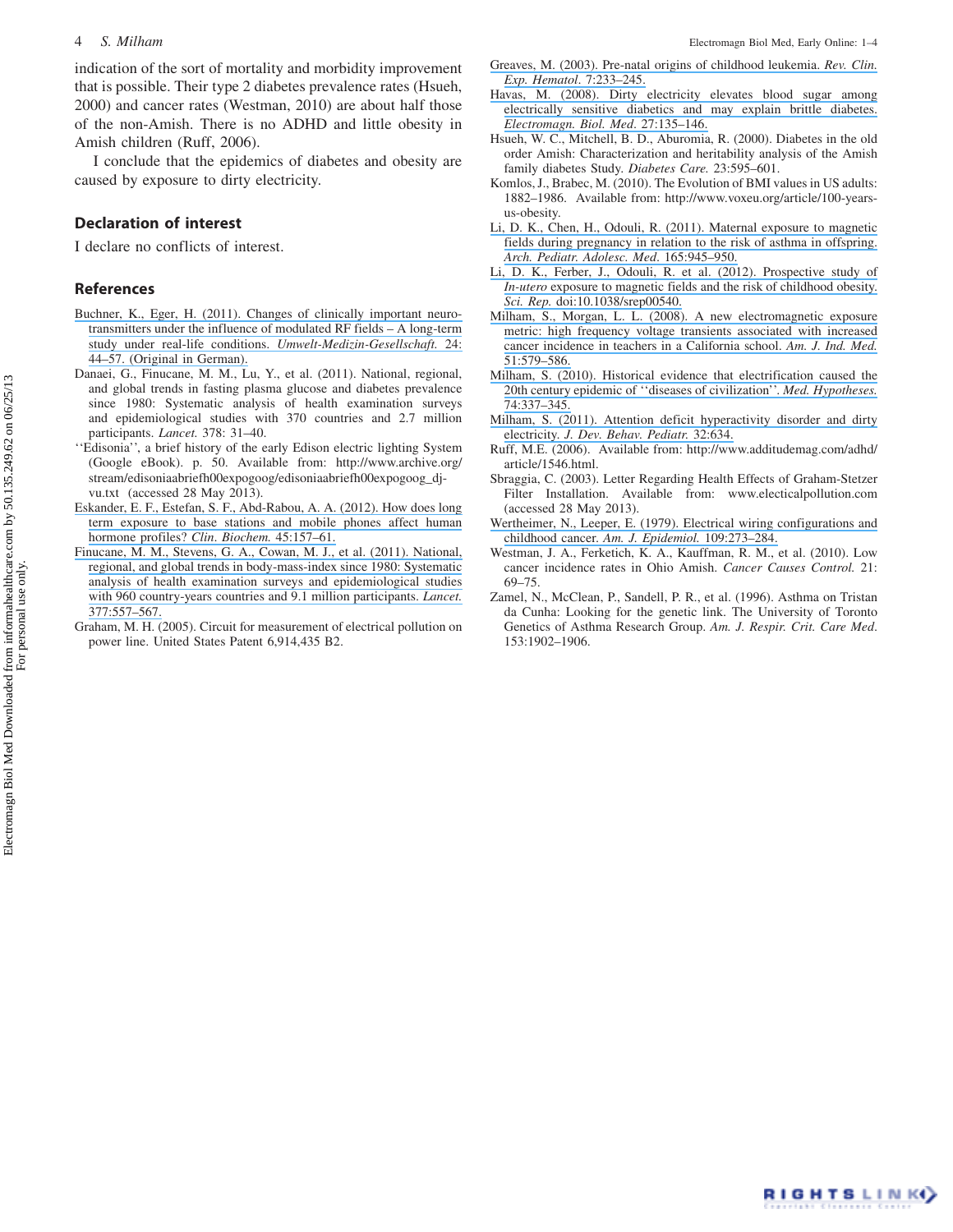indication of the sort of mortality and morbidity improvement that is possible. Their type 2 diabetes prevalence rates (Hsueh, 2000) and cancer rates (Westman, 2010) are about half those of the non-Amish. There is no ADHD and little obesity in Amish children (Ruff, 2006).

I conclude that the epidemics of diabetes and obesity are caused by exposure to dirty electricity.

## Declaration of interest

I declare no conflicts of interest.

## References

Buchner, K., Eger, H. (2011). Changes of clinically important neuro-transmitters under the influence of modulated RF fields – A long-term study under real-life conditions. *Umwelt-Medizin-Gesellschaft.* 24: 44–57. (Original in German).

Danaei, G., Finucane, M. M., Lu, Y., et al. (2011). National, regional, and global trends in fasting plasma glucose and diabetes prevalence since 1980: Systematic analysis of health examination surveys and epidemiological studies with 370 countries and 2.7 million participants. *Lancet.* 378: 31–40.

''Edisonia'', a brief history of the early Edison electric lighting System (Google eBook). p. 50. Available from: http://www.archive.org/stream/edisoniaabriefh00expogoog/edisoniaabriefh00expogoog_djvu.txt (accessed 28 May 2013).

Eskander, E. F., Estefan, S. F., Abd-Rabou, A. A. (2012). How does long term exposure to base stations and mobile phones affect human hormone profiles? *Clin. Biochem.* 45:157–61.

Finucane, M. M., Stevens, G. A., Cowan, M. J., et al. (2011). National, regional, and global trends in body-mass-index since 1980: Systematic analysis of health examination surveys and epidemiological studies with 960 country-years countries and 9.1 million participants. *Lancet.* 377:557–567.

Graham, M. H. (2005). Circuit for measurement of electrical pollution on power line. United States Patent 6,914,435 B2.

Greaves, M. (2003). Pre-natal origins of childhood leukemia. *Rev. Clin. Exp. Hematol.* 7:233–245.

Havas, M. (2008). Dirty electricity elevates blood sugar among electrically sensitive diabetics and may explain brittle diabetes. *Electromagn. Biol. Med.* 27:135–146.

Hsueh, W. C., Mitchell, B. D., Aburomia, R. (2000). Diabetes in the old order Amish: Characterization and heritability analysis of the Amish family diabetes Study. *Diabetes Care.* 23:595–601.

Komlos, J., Brabec, M. (2010). The Evolution of BMI values in US adults: 1882–1986. Available from: http://www.voxeu.org/article/100-years-us-obesity.

Li, D. K., Chen, H., Odouli, R. (2011). Maternal exposure to magnetic fields during pregnancy in relation to the risk of asthma in offspring. *Arch. Pediatr. Adolesc. Med.* 165:945–950.

Li, D. K., Ferber, J., Odouli, R. et al. (2012). Prospective study of *In-utero* exposure to magnetic fields and the risk of childhood obesity. *Sci. Rep.* doi:10.1038/srep00540.

Milham, S., Morgan, L. L. (2008). A new electromagnetic exposure metric: high frequency voltage transients associated with increased cancer incidence in teachers in a California school. *Am. J. Ind. Med.* 51:579–586.

Milham, S. (2010). Historical evidence that electrification caused the 20th century epidemic of ''diseases of civilization''. *Med. Hypotheses.* 74:337–345.

Milham, S. (2011). Attention deficit hyperactivity disorder and dirty electricity. *J. Dev. Behav. Pediatr.* 32:634.

Ruff, M.E. (2006). Available from: http://www.additudemag.com/adhd/article/1546.html.

Sbraggia, C. (2003). Letter Regarding Health Effects of Graham-Stetzer Filter Installation. Available from: www.electicalpollution.com (accessed 28 May 2013).

Wertheimer, N., Leeper, E. (1979). Electrical wiring configurations and childhood cancer. *Am. J. Epidemiol.* 109:273–284.

Westman, J. A., Ferketich, K. A., Kauffman, R. M., et al. (2010). Low cancer incidence rates in Ohio Amish. *Cancer Causes Control.* 21: 69–75.

Zamel, N., McClean, P., Sandell, P. R., et al. (1996). Asthma on Tristan da Cunha: Looking for the genetic link. The University of Toronto Genetics of Asthma Research Group. *Am. J. Respir. Crit. Care Med.* 153:1902–1906.